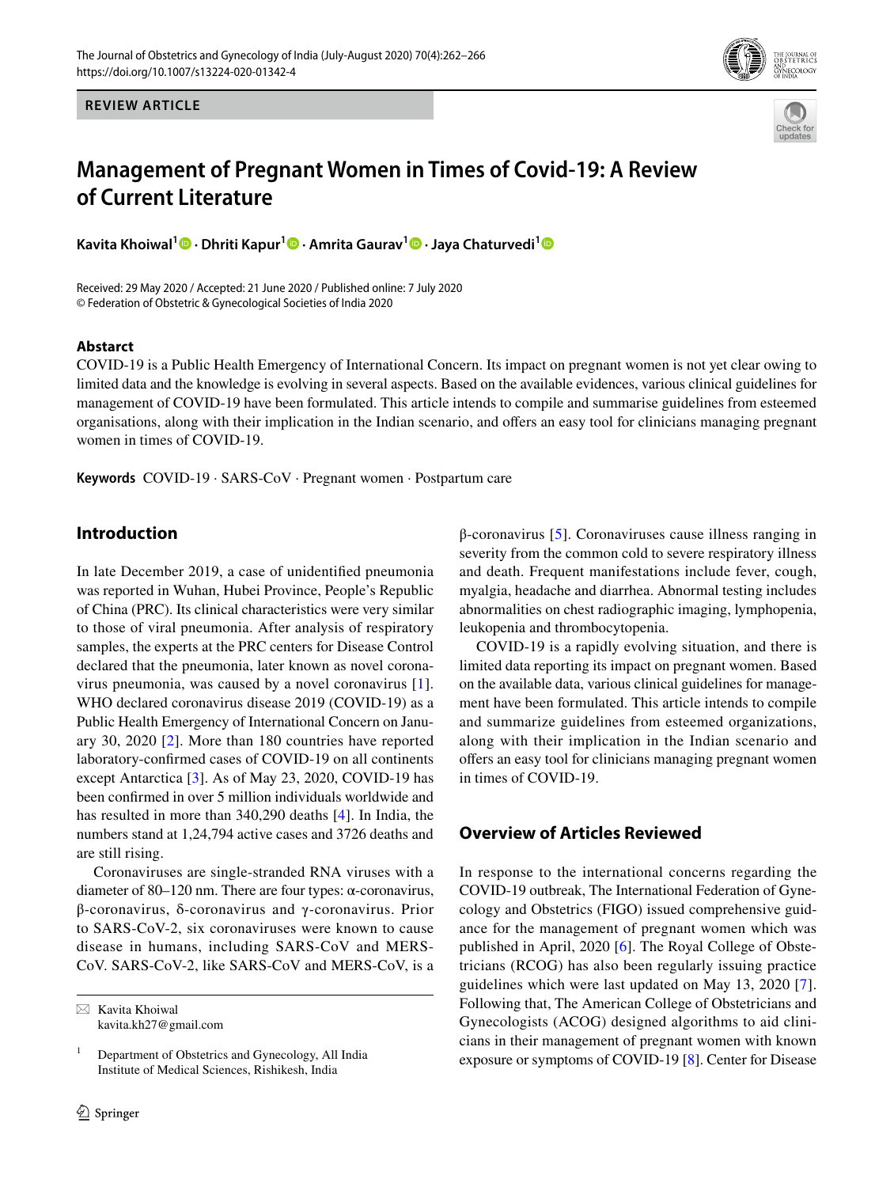REVIEW ARTICLE

# Management of Pregnant Women in Times of Covid-19: A Review of Current Literature

**Kavita Khoiwal[1] · Dhriti Kapur[1] · Amrita Gaurav[1] · Jaya Chaturvedi[1]**

Received: 29 May 2020 / Accepted: 21 June 2020 / Published online: 7 July 2020
© Federation of Obstetric & Gynecological Societies of India 2020

## Abstract

COVID-19 is a Public Health Emergency of International Concern. Its impact on pregnant women is not yet clear owing to limited data and the knowledge is evolving in several aspects. Based on the available evidences, various clinical guidelines for management of COVID-19 have been formulated. This article intends to compile and summarise guidelines from esteemed organisations, along with their implication in the Indian scenario, and offers an easy tool for clinicians managing pregnant women in times of COVID-19.

**Keywords** COVID-19 · SARS-CoV · Pregnant women · Postpartum care

## Introduction

In late December 2019, a case of unidentified pneumonia was reported in Wuhan, Hubei Province, People's Republic of China (PRC). Its clinical characteristics were very similar to those of viral pneumonia. After analysis of respiratory samples, the experts at the PRC centers for Disease Control declared that the pneumonia, later known as novel coronavirus pneumonia, was caused by a novel coronavirus [1]. WHO declared coronavirus disease 2019 (COVID-19) as a Public Health Emergency of International Concern on January 30, 2020 [2]. More than 180 countries have reported laboratory-confirmed cases of COVID-19 on all continents except Antarctica [3]. As of May 23, 2020, COVID-19 has been confirmed in over 5 million individuals worldwide and has resulted in more than 340,290 deaths [4]. In India, the numbers stand at 1,24,794 active cases and 3726 deaths and are still rising.

Coronaviruses are single-stranded RNA viruses with a diameter of 80–120 nm. There are four types: α-coronavirus, β-coronavirus, δ-coronavirus and γ-coronavirus. Prior to SARS-CoV-2, six coronaviruses were known to cause disease in humans, including SARS-CoV and MERS-CoV. SARS-CoV-2, like SARS-CoV and MERS-CoV, is a β-coronavirus [5]. Coronaviruses cause illness ranging in severity from the common cold to severe respiratory illness and death. Frequent manifestations include fever, cough, myalgia, headache and diarrhea. Abnormal testing includes abnormalities on chest radiographic imaging, lymphopenia, leukopenia and thrombocytopenia.

COVID-19 is a rapidly evolving situation, and there is limited data reporting its impact on pregnant women. Based on the available data, various clinical guidelines for management have been formulated. This article intends to compile and summarize guidelines from esteemed organizations, along with their implication in the Indian scenario and offers an easy tool for clinicians managing pregnant women in times of COVID-19.

## Overview of Articles Reviewed

In response to the international concerns regarding the COVID-19 outbreak, The International Federation of Gynecology and Obstetrics (FIGO) issued comprehensive guidance for the management of pregnant women which was published in April, 2020 [6]. The Royal College of Obstetricians (RCOG) has also been regularly issuing practice guidelines which were last updated on May 13, 2020 [7]. Following that, The American College of Obstetricians and Gynecologists (ACOG) designed algorithms to aid clinicians in their management of pregnant women with known exposure or symptoms of COVID-19 [8]. Center for Disease

✉ Kavita Khoiwal
kavita.kh27@gmail.com

[1] Department of Obstetrics and Gynecology, All India Institute of Medical Sciences, Rishikesh, India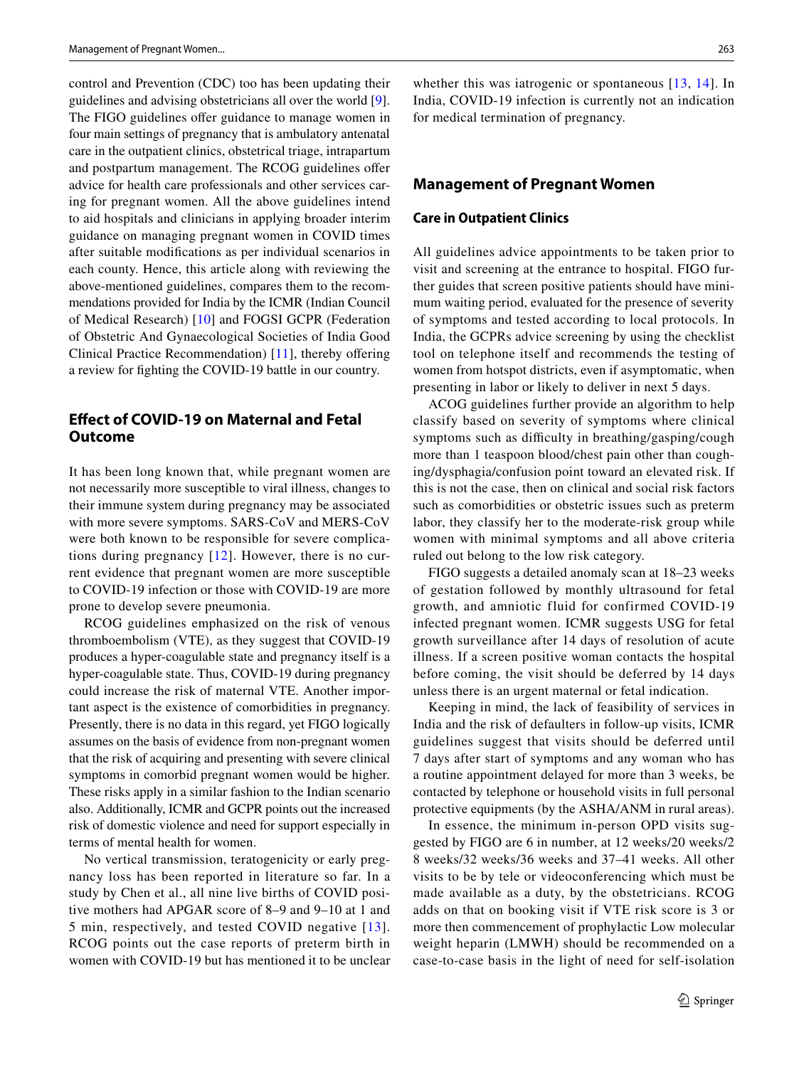control and Prevention (CDC) too has been updating their guidelines and advising obstetricians all over the world [9]. The FIGO guidelines offer guidance to manage women in four main settings of pregnancy that is ambulatory antenatal care in the outpatient clinics, obstetrical triage, intrapartum and postpartum management. The RCOG guidelines offer advice for health care professionals and other services caring for pregnant women. All the above guidelines intend to aid hospitals and clinicians in applying broader interim guidance on managing pregnant women in COVID times after suitable modifications as per individual scenarios in each county. Hence, this article along with reviewing the above-mentioned guidelines, compares them to the recommendations provided for India by the ICMR (Indian Council of Medical Research) [10] and FOGSI GCPR (Federation of Obstetric And Gynaecological Societies of India Good Clinical Practice Recommendation) [11], thereby offering a review for fighting the COVID-19 battle in our country.

## Effect of COVID-19 on Maternal and Fetal Outcome

It has been long known that, while pregnant women are not necessarily more susceptible to viral illness, changes to their immune system during pregnancy may be associated with more severe symptoms. SARS-CoV and MERS-CoV were both known to be responsible for severe complications during pregnancy [12]. However, there is no current evidence that pregnant women are more susceptible to COVID-19 infection or those with COVID-19 are more prone to develop severe pneumonia.

RCOG guidelines emphasized on the risk of venous thromboembolism (VTE), as they suggest that COVID-19 produces a hyper-coagulable state and pregnancy itself is a hyper-coagulable state. Thus, COVID-19 during pregnancy could increase the risk of maternal VTE. Another important aspect is the existence of comorbidities in pregnancy. Presently, there is no data in this regard, yet FIGO logically assumes on the basis of evidence from non-pregnant women that the risk of acquiring and presenting with severe clinical symptoms in comorbid pregnant women would be higher. These risks apply in a similar fashion to the Indian scenario also. Additionally, ICMR and GCPR points out the increased risk of domestic violence and need for support especially in terms of mental health for women.

No vertical transmission, teratogenicity or early pregnancy loss has been reported in literature so far. In a study by Chen et al., all nine live births of COVID positive mothers had APGAR score of 8–9 and 9–10 at 1 and 5 min, respectively, and tested COVID negative [13]. RCOG points out the case reports of preterm birth in women with COVID-19 but has mentioned it to be unclear whether this was iatrogenic or spontaneous [13, 14]. In India, COVID-19 infection is currently not an indication for medical termination of pregnancy.

## Management of Pregnant Women

### Care in Outpatient Clinics

All guidelines advice appointments to be taken prior to visit and screening at the entrance to hospital. FIGO further guides that screen positive patients should have minimum waiting period, evaluated for the presence of severity of symptoms and tested according to local protocols. In India, the GCPRs advice screening by using the checklist tool on telephone itself and recommends the testing of women from hotspot districts, even if asymptomatic, when presenting in labor or likely to deliver in next 5 days.

ACOG guidelines further provide an algorithm to help classify based on severity of symptoms where clinical symptoms such as difficulty in breathing/gasping/cough more than 1 teaspoon blood/chest pain other than coughing/dysphagia/confusion point toward an elevated risk. If this is not the case, then on clinical and social risk factors such as comorbidities or obstetric issues such as preterm labor, they classify her to the moderate-risk group while women with minimal symptoms and all above criteria ruled out belong to the low risk category.

FIGO suggests a detailed anomaly scan at 18–23 weeks of gestation followed by monthly ultrasound for fetal growth, and amniotic fluid for confirmed COVID-19 infected pregnant women. ICMR suggests USG for fetal growth surveillance after 14 days of resolution of acute illness. If a screen positive woman contacts the hospital before coming, the visit should be deferred by 14 days unless there is an urgent maternal or fetal indication.

Keeping in mind, the lack of feasibility of services in India and the risk of defaulters in follow-up visits, ICMR guidelines suggest that visits should be deferred until 7 days after start of symptoms and any woman who has a routine appointment delayed for more than 3 weeks, be contacted by telephone or household visits in full personal protective equipments (by the ASHA/ANM in rural areas).

In essence, the minimum in-person OPD visits suggested by FIGO are 6 in number, at 12 weeks/20 weeks/28 weeks/32 weeks/36 weeks and 37–41 weeks. All other visits to be by tele or videoconferencing which must be made available as a duty, by the obstetricians. RCOG adds on that on booking visit if VTE risk score is 3 or more then commencement of prophylactic Low molecular weight heparin (LMWH) should be recommended on a case-to-case basis in the light of need for self-isolation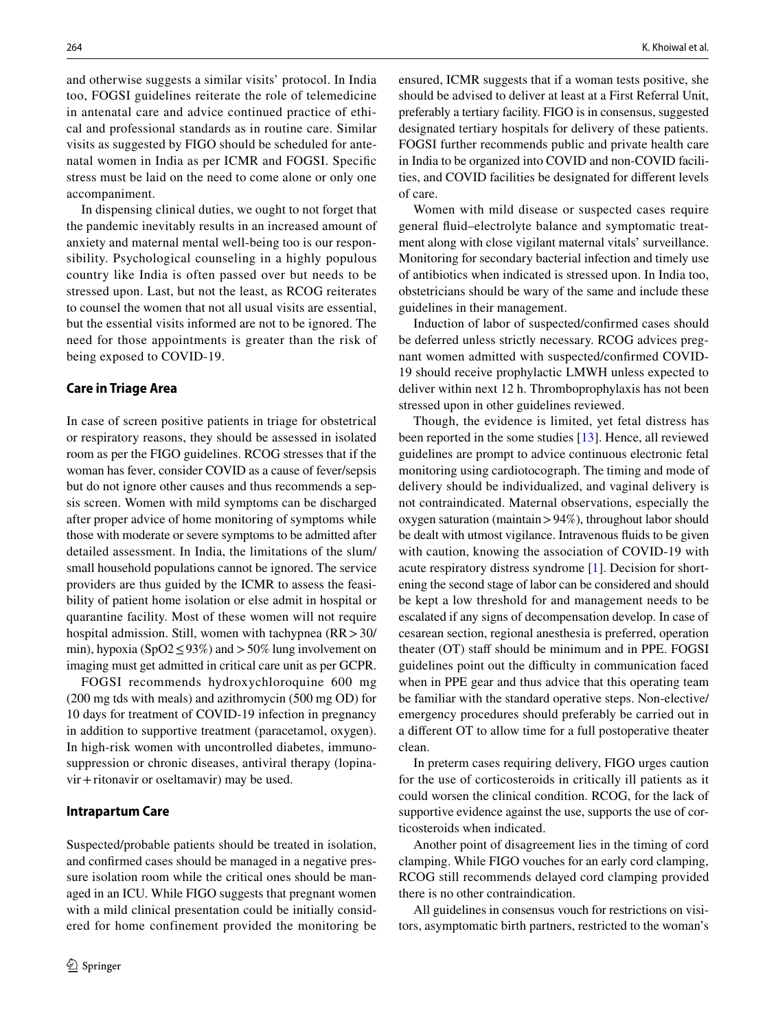and otherwise suggests a similar visits' protocol. In India too, FOGSI guidelines reiterate the role of telemedicine in antenatal care and advice continued practice of ethical and professional standards as in routine care. Similar visits as suggested by FIGO should be scheduled for antenatal women in India as per ICMR and FOGSI. Specific stress must be laid on the need to come alone or only one accompaniment.

In dispensing clinical duties, we ought to not forget that the pandemic inevitably results in an increased amount of anxiety and maternal mental well-being too is our responsibility. Psychological counseling in a highly populous country like India is often passed over but needs to be stressed upon. Last, but not the least, as RCOG reiterates to counsel the women that not all usual visits are essential, but the essential visits informed are not to be ignored. The need for those appointments is greater than the risk of being exposed to COVID-19.

### Care in Triage Area

In case of screen positive patients in triage for obstetrical or respiratory reasons, they should be assessed in isolated room as per the FIGO guidelines. RCOG stresses that if the woman has fever, consider COVID as a cause of fever/sepsis but do not ignore other causes and thus recommends a sepsis screen. Women with mild symptoms can be discharged after proper advice of home monitoring of symptoms while those with moderate or severe symptoms to be admitted after detailed assessment. In India, the limitations of the slum/small household populations cannot be ignored. The service providers are thus guided by the ICMR to assess the feasibility of patient home isolation or else admit in hospital or quarantine facility. Most of these women will not require hospital admission. Still, women with tachypnea (RR > 30/min), hypoxia ($SpO2 \leq 93\%$) and > 50% lung involvement on imaging must get admitted in critical care unit as per GCPR.

FOGSI recommends hydroxychloroquine 600 mg (200 mg tds with meals) and azithromycin (500 mg OD) for 10 days for treatment of COVID-19 infection in pregnancy in addition to supportive treatment (paracetamol, oxygen). In high-risk women with uncontrolled diabetes, immunosuppression or chronic diseases, antiviral therapy (lopinavir + ritonavir or oseltamavir) may be used.

### Intrapartum Care

Suspected/probable patients should be treated in isolation, and confirmed cases should be managed in a negative pressure isolation room while the critical ones should be managed in an ICU. While FIGO suggests that pregnant women with a mild clinical presentation could be initially considered for home confinement provided the monitoring be ensured, ICMR suggests that if a woman tests positive, she should be advised to deliver at least at a First Referral Unit, preferably a tertiary facility. FIGO is in consensus, suggested designated tertiary hospitals for delivery of these patients. FOGSI further recommends public and private health care in India to be organized into COVID and non-COVID facilities, and COVID facilities be designated for different levels of care.

Women with mild disease or suspected cases require general fluid–electrolyte balance and symptomatic treatment along with close vigilant maternal vitals' surveillance. Monitoring for secondary bacterial infection and timely use of antibiotics when indicated is stressed upon. In India too, obstetricians should be wary of the same and include these guidelines in their management.

Induction of labor of suspected/confirmed cases should be deferred unless strictly necessary. RCOG advices pregnant women admitted with suspected/confirmed COVID-19 should receive prophylactic LMWH unless expected to deliver within next 12 h. Thromboprophylaxis has not been stressed upon in other guidelines reviewed.

Though, the evidence is limited, yet fetal distress has been reported in the some studies [13]. Hence, all reviewed guidelines are prompt to advice continuous electronic fetal monitoring using cardiotocograph. The timing and mode of delivery should be individualized, and vaginal delivery is not contraindicated. Maternal observations, especially the oxygen saturation (maintain > 94%), throughout labor should be dealt with utmost vigilance. Intravenous fluids to be given with caution, knowing the association of COVID-19 with acute respiratory distress syndrome [1]. Decision for shortening the second stage of labor can be considered and should be kept a low threshold for and management needs to be escalated if any signs of decompensation develop. In case of cesarean section, regional anesthesia is preferred, operation theater (OT) staff should be minimum and in PPE. FOGSI guidelines point out the difficulty in communication faced when in PPE gear and thus advice that this operating team be familiar with the standard operative steps. Non-elective/emergency procedures should preferably be carried out in a different OT to allow time for a full postoperative theater clean.

In preterm cases requiring delivery, FIGO urges caution for the use of corticosteroids in critically ill patients as it could worsen the clinical condition. RCOG, for the lack of supportive evidence against the use, supports the use of corticosteroids when indicated.

Another point of disagreement lies in the timing of cord clamping. While FIGO vouches for an early cord clamping, RCOG still recommends delayed cord clamping provided there is no other contraindication.

All guidelines in consensus vouch for restrictions on visitors, asymptomatic birth partners, restricted to the woman's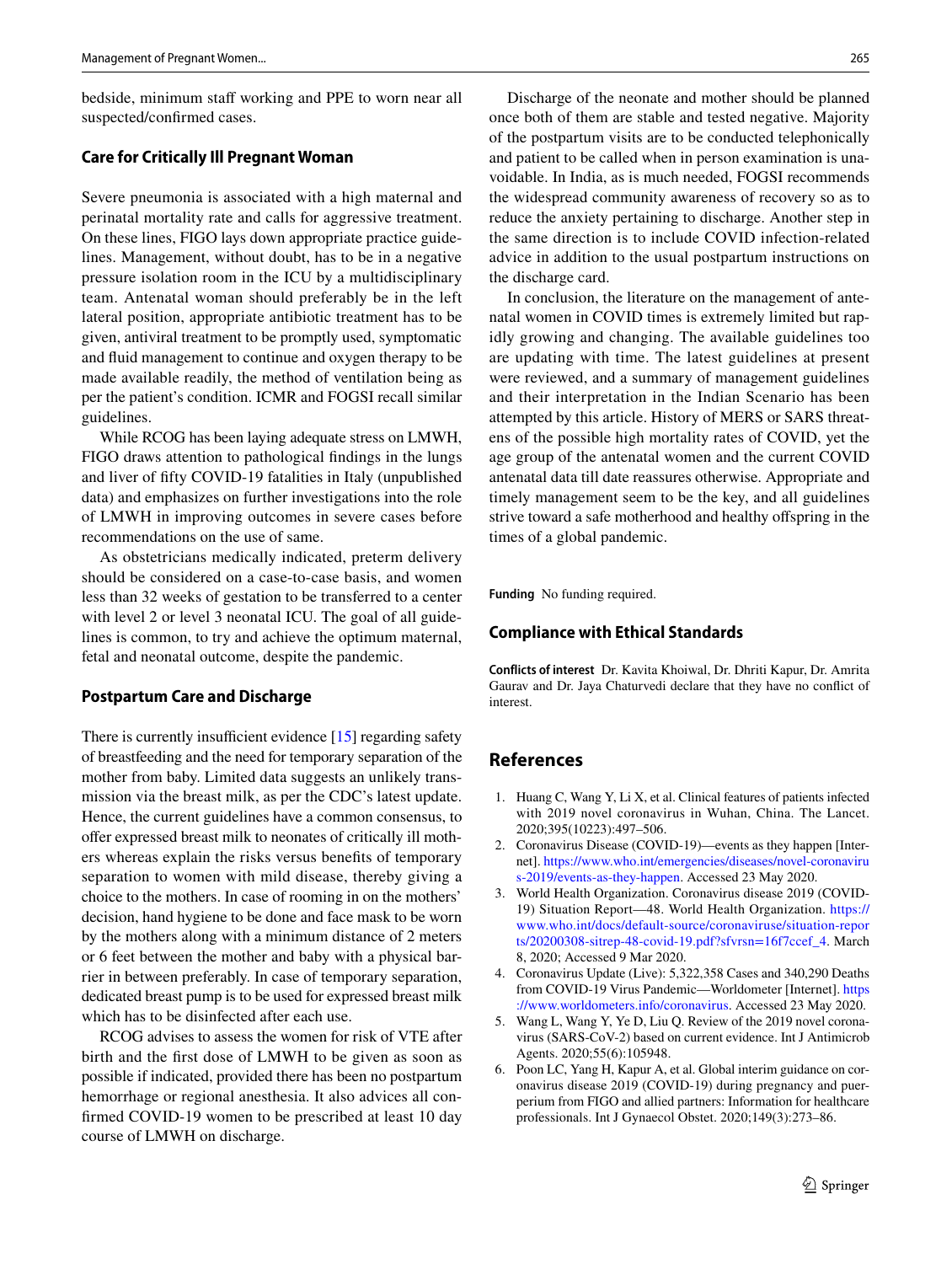bedside, minimum staff working and PPE to worn near all suspected/confirmed cases.

## Care for Critically Ill Pregnant Woman

Severe pneumonia is associated with a high maternal and perinatal mortality rate and calls for aggressive treatment. On these lines, FIGO lays down appropriate practice guidelines. Management, without doubt, has to be in a negative pressure isolation room in the ICU by a multidisciplinary team. Antenatal woman should preferably be in the left lateral position, appropriate antibiotic treatment has to be given, antiviral treatment to be promptly used, symptomatic and fluid management to continue and oxygen therapy to be made available readily, the method of ventilation being as per the patient's condition. ICMR and FOGSI recall similar guidelines.

While RCOG has been laying adequate stress on LMWH, FIGO draws attention to pathological findings in the lungs and liver of fifty COVID-19 fatalities in Italy (unpublished data) and emphasizes on further investigations into the role of LMWH in improving outcomes in severe cases before recommendations on the use of same.

As obstetricians medically indicated, preterm delivery should be considered on a case-to-case basis, and women less than 32 weeks of gestation to be transferred to a center with level 2 or level 3 neonatal ICU. The goal of all guidelines is common, to try and achieve the optimum maternal, fetal and neonatal outcome, despite the pandemic.

## Postpartum Care and Discharge

There is currently insufficient evidence [15] regarding safety of breastfeeding and the need for temporary separation of the mother from baby. Limited data suggests an unlikely transmission via the breast milk, as per the CDC's latest update. Hence, the current guidelines have a common consensus, to offer expressed breast milk to neonates of critically ill mothers whereas explain the risks versus benefits of temporary separation to women with mild disease, thereby giving a choice to the mothers. In case of rooming in on the mothers' decision, hand hygiene to be done and face mask to be worn by the mothers along with a minimum distance of 2 meters or 6 feet between the mother and baby with a physical barrier in between preferably. In case of temporary separation, dedicated breast pump is to be used for expressed breast milk which has to be disinfected after each use.

RCOG advises to assess the women for risk of VTE after birth and the first dose of LMWH to be given as soon as possible if indicated, provided there has been no postpartum hemorrhage or regional anesthesia. It also advices all confirmed COVID-19 women to be prescribed at least 10 day course of LMWH on discharge.

Discharge of the neonate and mother should be planned once both of them are stable and tested negative. Majority of the postpartum visits are to be conducted telephonically and patient to be called when in person examination is unavoidable. In India, as is much needed, FOGSI recommends the widespread community awareness of recovery so as to reduce the anxiety pertaining to discharge. Another step in the same direction is to include COVID infection-related advice in addition to the usual postpartum instructions on the discharge card.

In conclusion, the literature on the management of antenatal women in COVID times is extremely limited but rapidly growing and changing. The available guidelines too are updating with time. The latest guidelines at present were reviewed, and a summary of management guidelines and their interpretation in the Indian Scenario has been attempted by this article. History of MERS or SARS threatens of the possible high mortality rates of COVID, yet the age group of the antenatal women and the current COVID antenatal data till date reassures otherwise. Appropriate and timely management seem to be the key, and all guidelines strive toward a safe motherhood and healthy offspring in the times of a global pandemic.

**Funding** No funding required.

## Compliance with Ethical Standards

**Conflicts of interest** Dr. Kavita Khoiwal, Dr. Dhriti Kapur, Dr. Amrita Gaurav and Dr. Jaya Chaturvedi declare that they have no conflict of interest.

## References

1. Huang C, Wang Y, Li X, et al. Clinical features of patients infected with 2019 novel coronavirus in Wuhan, China. The Lancet. 2020;395(10223):497–506.
2. Coronavirus Disease (COVID-19)—events as they happen [Internet]. https://www.who.int/emergencies/diseases/novel-coronavirus-2019/events-as-they-happen. Accessed 23 May 2020.
3. World Health Organization. Coronavirus disease 2019 (COVID-19) Situation Report—48. World Health Organization. https://www.who.int/docs/default-source/coronaviruse/situation-reports/20200308-sitrep-48-covid-19.pdf?sfvrsn=16f7ccef_4. March 8, 2020; Accessed 9 Mar 2020.
4. Coronavirus Update (Live): 5,322,358 Cases and 340,290 Deaths from COVID-19 Virus Pandemic—Worldometer [Internet]. https://www.worldometers.info/coronavirus. Accessed 23 May 2020.
5. Wang L, Wang Y, Ye D, Liu Q. Review of the 2019 novel coronavirus (SARS-CoV-2) based on current evidence. Int J Antimicrob Agents. 2020;55(6):105948.
6. Poon LC, Yang H, Kapur A, et al. Global interim guidance on coronavirus disease 2019 (COVID-19) during pregnancy and puerperium from FIGO and allied partners: Information for healthcare professionals. Int J Gynaecol Obstet. 2020;149(3):273–86.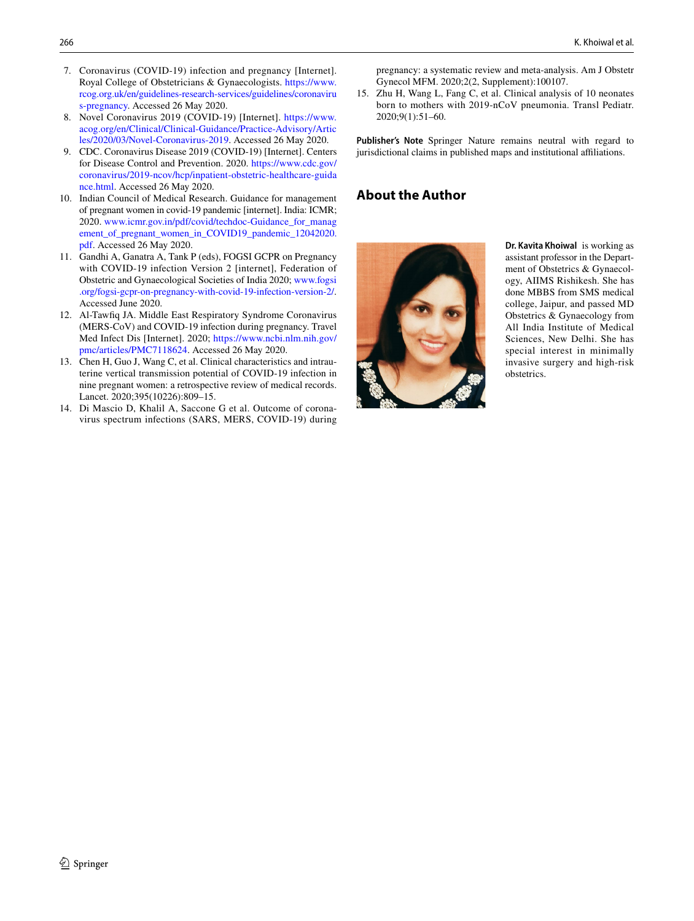7. Coronavirus (COVID-19) infection and pregnancy [Internet]. Royal College of Obstetricians & Gynaecologists. https://www.rcog.org.uk/en/guidelines-research-services/guidelines/coronavirus-pregnancy. Accessed 26 May 2020.
8. Novel Coronavirus 2019 (COVID-19) [Internet]. https://www.acog.org/en/Clinical/Clinical-Guidance/Practice-Advisory/Articles/2020/03/Novel-Coronavirus-2019. Accessed 26 May 2020.
9. CDC. Coronavirus Disease 2019 (COVID-19) [Internet]. Centers for Disease Control and Prevention. 2020. https://www.cdc.gov/coronavirus/2019-ncov/hcp/inpatient-obstetric-healthcare-guidance.html. Accessed 26 May 2020.
10. Indian Council of Medical Research. Guidance for management of pregnant women in covid-19 pandemic [internet]. India: ICMR; 2020. www.icmr.gov.in/pdf/covid/techdoc-Guidance_for_management_of_pregnant_women_in_COVID19_pandemic_12042020.pdf. Accessed 26 May 2020.
11. Gandhi A, Ganatra A, Tank P (eds), FOGSI GCPR on Pregnancy with COVID-19 infection Version 2 [internet], Federation of Obstetric and Gynaecological Societies of India 2020; www.fogsi.org/fogsi-gcpr-on-pregnancy-with-covid-19-infection-version-2/. Accessed June 2020.
12. Al-Tawfiq JA. Middle East Respiratory Syndrome Coronavirus (MERS-CoV) and COVID-19 infection during pregnancy. Travel Med Infect Dis [Internet]. 2020; https://www.ncbi.nlm.nih.gov/pmc/articles/PMC7118624. Accessed 26 May 2020.
13. Chen H, Guo J, Wang C, et al. Clinical characteristics and intrauterine vertical transmission potential of COVID-19 infection in nine pregnant women: a retrospective review of medical records. Lancet. 2020;395(10226):809–15.
14. Di Mascio D, Khalil A, Saccone G et al. Outcome of coronavirus spectrum infections (SARS, MERS, COVID-19) during pregnancy: a systematic review and meta-analysis. Am J Obstetr Gynecol MFM. 2020;2(2, Supplement):100107.
15. Zhu H, Wang L, Fang C, et al. Clinical analysis of 10 neonates born to mothers with 2019-nCoV pneumonia. Transl Pediatr. 2020;9(1):51–60.

**Publisher's Note** Springer Nature remains neutral with regard to jurisdictional claims in published maps and institutional affiliations.

## About the Author

**Dr. Kavita Khoiwal** is working as assistant professor in the Department of Obstetrics & Gynaecology, AIIMS Rishikesh. She has done MBBS from SMS medical college, Jaipur, and passed MD Obstetrics & Gynaecology from All India Institute of Medical Sciences, New Delhi. She has special interest in minimally invasive surgery and high-risk obstetrics.